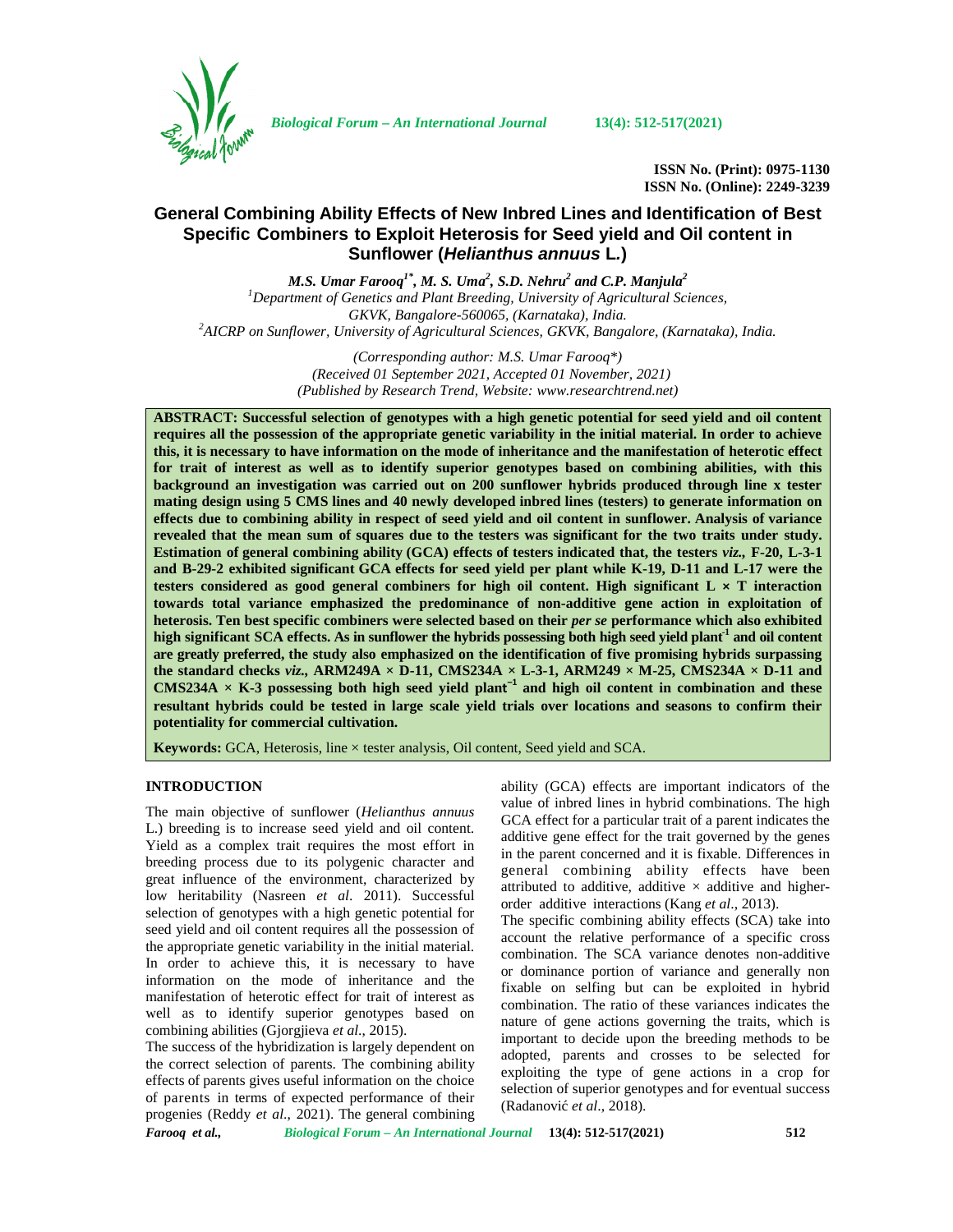ISSN No. (Print): 0975-1130
ISSN No. (Online): 2249-3239

# General Combining Ability Effects of New Inbred Lines and Identification of Best Specific Combiners to Exploit Heterosis for Seed yield and Oil content in Sunflower (*Helianthus annuus* L.)

***M.S. Umar Farooq[1*], M. S. Uma[2], S.D. Nehru[2] and C.P. Manjula[2]***

[1]*Department of Genetics and Plant Breeding, University of Agricultural Sciences, GKVK, Bangalore-560065, (Karnataka), India.*
[2]*AICRP on Sunflower, University of Agricultural Sciences, GKVK, Bangalore, (Karnataka), India.*

*(Corresponding author: M.S. Umar Farooq\*)*
*(Received 01 September 2021, Accepted 01 November, 2021)*
*(Published by Research Trend, Website: www.researchtrend.net)*

**ABSTRACT: Successful selection of genotypes with a high genetic potential for seed yield and oil content requires all the possession of the appropriate genetic variability in the initial material. In order to achieve this, it is necessary to have information on the mode of inheritance and the manifestation of heterotic effect for trait of interest as well as to identify superior genotypes based on combining abilities, with this background an investigation was carried out on 200 sunflower hybrids produced through line x tester mating design using 5 CMS lines and 40 newly developed inbred lines (testers) to generate information on effects due to combining ability in respect of seed yield and oil content in sunflower. Analysis of variance revealed that the mean sum of squares due to the testers was significant for the two traits under study. Estimation of general combining ability (GCA) effects of testers indicated that, the testers *viz.,* F-20, L-3-1 and B-29-2 exhibited significant GCA effects for seed yield per plant while K-19, D-11 and L-17 were the testers considered as good general combiners for high oil content. High significant L × T interaction towards total variance emphasized the predominance of non-additive gene action in exploitation of heterosis. Ten best specific combiners were selected based on their *per se* performance which also exhibited high significant SCA effects. As in sunflower the hybrids possessing both high seed yield plant$^{-1}$ and oil content are greatly preferred, the study also emphasized on the identification of five promising hybrids surpassing the standard checks *viz.,* ARM249A × D-11, CMS234A × L-3-1, ARM249 × M-25, CMS234A × D-11 and CMS234A × K-3 possessing both high seed yield plant$^{-1}$ and high oil content in combination and these resultant hybrids could be tested in large scale yield trials over locations and seasons to confirm their potentiality for commercial cultivation.**

**Keywords:** GCA, Heterosis, line × tester analysis, Oil content, Seed yield and SCA.

## INTRODUCTION

The main objective of sunflower (*Helianthus annuus* L.) breeding is to increase seed yield and oil content. Yield as a complex trait requires the most effort in breeding process due to its polygenic character and great influence of the environment, characterized by low heritability (Nasreen *et al*. 2011). Successful selection of genotypes with a high genetic potential for seed yield and oil content requires all the possession of the appropriate genetic variability in the initial material. In order to achieve this, it is necessary to have information on the mode of inheritance and the manifestation of heterotic effect for trait of interest as well as to identify superior genotypes based on combining abilities (Gjorgjieva *et al.,* 2015).

The success of the hybridization is largely dependent on the correct selection of parents. The combining ability effects of parents gives useful information on the choice of parents in terms of expected performance of their progenies (Reddy *et al.,* 2021). The general combining ability (GCA) effects are important indicators of the value of inbred lines in hybrid combinations. The high GCA effect for a particular trait of a parent indicates the additive gene effect for the trait governed by the genes in the parent concerned and it is fixable. Differences in general combining ability effects have been attributed to additive, additive × additive and higher-order additive interactions (Kang *et al*., 2013).

The specific combining ability effects (SCA) take into account the relative performance of a specific cross combination. The SCA variance denotes non-additive or dominance portion of variance and generally non fixable on selfing but can be exploited in hybrid combination. The ratio of these variances indicates the nature of gene actions governing the traits, which is important to decide upon the breeding methods to be adopted, parents and crosses to be selected for exploiting the type of gene actions in a crop for selection of superior genotypes and for eventual success (Radanović *et al*., 2018).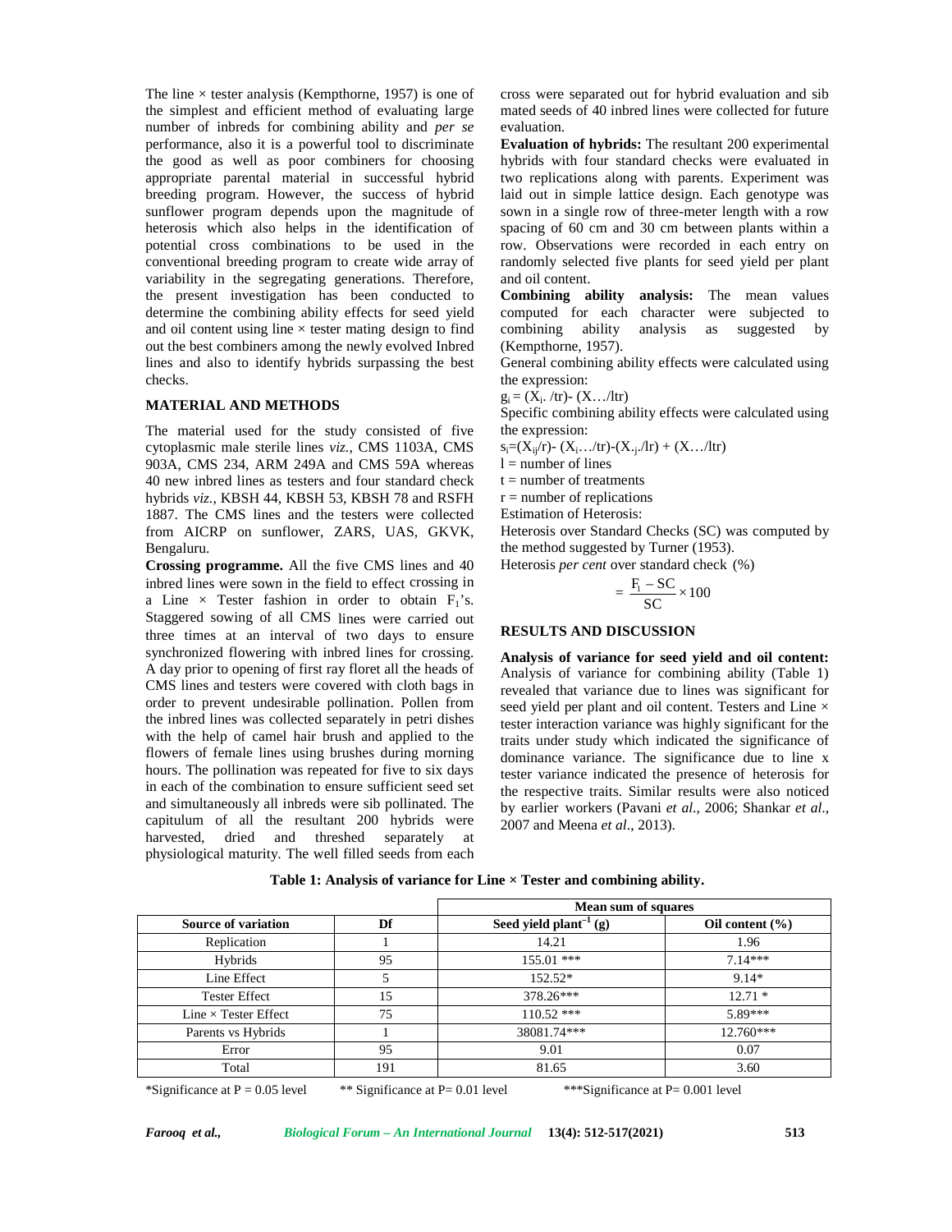The line × tester analysis (Kempthorne, 1957) is one of the simplest and efficient method of evaluating large number of inbreds for combining ability and *per se* performance, also it is a powerful tool to discriminate the good as well as poor combiners for choosing appropriate parental material in successful hybrid breeding program. However, the success of hybrid sunflower program depends upon the magnitude of heterosis which also helps in the identification of potential cross combinations to be used in the conventional breeding program to create wide array of variability in the segregating generations. Therefore, the present investigation has been conducted to determine the combining ability effects for seed yield and oil content using line × tester mating design to find out the best combiners among the newly evolved Inbred lines and also to identify hybrids surpassing the best checks.

## MATERIAL AND METHODS

The material used for the study consisted of five cytoplasmic male sterile lines *viz.,* CMS 1103A, CMS 903A, CMS 234, ARM 249A and CMS 59A whereas 40 new inbred lines as testers and four standard check hybrids *viz.,* KBSH 44, KBSH 53, KBSH 78 and RSFH 1887. The CMS lines and the testers were collected from AICRP on sunflower, ZARS, UAS, GKVK, Bengaluru.

**Crossing programme.** All the five CMS lines and 40 inbred lines were sown in the field to effect crossing in a Line × Tester fashion in order to obtain $F_1$'s. Staggered sowing of all CMS lines were carried out three times at an interval of two days to ensure synchronized flowering with inbred lines for crossing. A day prior to opening of first ray floret all the heads of CMS lines and testers were covered with cloth bags in order to prevent undesirable pollination. Pollen from the inbred lines was collected separately in petri dishes with the help of camel hair brush and applied to the flowers of female lines using brushes during morning hours. The pollination was repeated for five to six days in each of the combination to ensure sufficient seed set and simultaneously all inbreds were sib pollinated. The capitulum of all the resultant 200 hybrids were harvested, dried and threshed separately at physiological maturity. The well filled seeds from each cross were separated out for hybrid evaluation and sib mated seeds of 40 inbred lines were collected for future evaluation.

**Evaluation of hybrids:** The resultant 200 experimental hybrids with four standard checks were evaluated in two replications along with parents. Experiment was laid out in simple lattice design. Each genotype was sown in a single row of three-meter length with a row spacing of 60 cm and 30 cm between plants within a row. Observations were recorded in each entry on randomly selected five plants for seed yield per plant and oil content.

**Combining ability analysis:** The mean values computed for each character were subjected to combining ability analysis as suggested by (Kempthorne, 1957).

General combining ability effects were calculated using the expression:

$g_i = (X_{i.}/tr) - (X_{...}/ltr)$

Specific combining ability effects were calculated using the expression:

$s_i = (X_{ij}/r) - (X_{i...}/tr) - (X_{.j.}/lr) + (X_{...}/ltr)$

l = number of lines

t = number of treatments

r = number of replications

Estimation of Heterosis:

Heterosis over Standard Checks (SC) was computed by the method suggested by Turner (1953).

Heterosis *per cent* over standard check (%)

$$= \frac{F_1 - SC}{SC} \times 100$$

## RESULTS AND DISCUSSION

**Analysis of variance for seed yield and oil content:** Analysis of variance for combining ability (Table 1) revealed that variance due to lines was significant for seed yield per plant and oil content. Testers and Line × tester interaction variance was highly significant for the traits under study which indicated the significance of dominance variance. The significance due to line x tester variance indicated the presence of heterosis for the respective traits. Similar results were also noticed by earlier workers (Pavani *et al*., 2006; Shankar *et al*., 2007 and Meena *et al*., 2013).

**Table 1: Analysis of variance for Line × Tester and combining ability.**

| | | Mean sum of squares | |
|---|---|---|---|
| **Source of variation** | **Df** | **Seed yield plant$^{-1}$ (g)** | **Oil content (%)** |
| Replication | 1 | 14.21 | 1.96 |
| Hybrids | 95 | 155.01 *** | 7.14*** |
| Line Effect | 5 | 152.52* | 9.14* |
| Tester Effect | 15 | 378.26*** | 12.71 * |
| Line × Tester Effect | 75 | 110.52 *** | 5.89*** |
| Parents vs Hybrids | 1 | 38081.74*** | 12.760*** |
| Error | 95 | 9.01 | 0.07 |
| Total | 191 | 81.65 | 3.60 |

*Significance at P = 0.05 level ** Significance at P= 0.01 level ***Significance at P= 0.001 level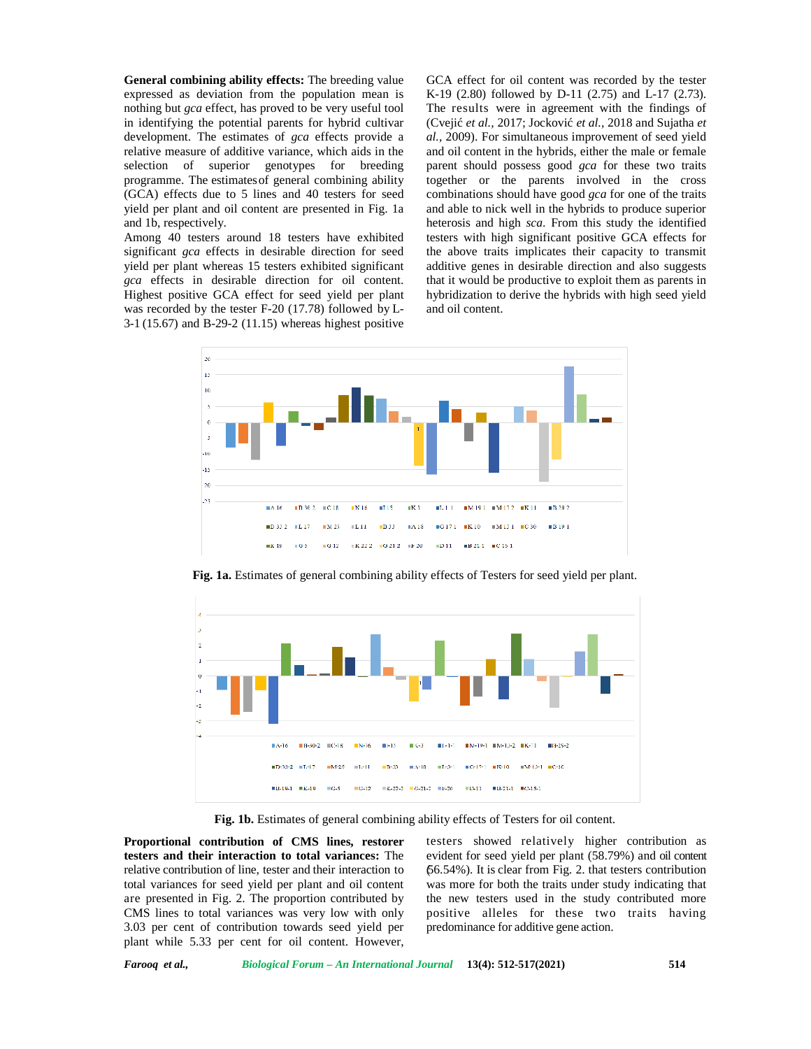**General combining ability effects:** The breeding value expressed as deviation from the population mean is nothing but *gca* effect, has proved to be very useful tool in identifying the potential parents for hybrid cultivar development. The estimates of *gca* effects provide a relative measure of additive variance, which aids in the selection of superior genotypes for breeding programme. The estimates of general combining ability (GCA) effects due to 5 lines and 40 testers for seed yield per plant and oil content are presented in Fig. 1a and 1b, respectively.

Among 40 testers around 18 testers have exhibited significant *gca* effects in desirable direction for seed yield per plant whereas 15 testers exhibited significant *gca* effects in desirable direction for oil content. Highest positive GCA effect for seed yield per plant was recorded by the tester F-20 (17.78) followed by L-3-1 (15.67) and B-29-2 (11.15) whereas highest positive GCA effect for oil content was recorded by the tester K-19 (2.80) followed by D-11 (2.75) and L-17 (2.73). The results were in agreement with the findings of (Cvejić *et al.,* 2017; Jocković *et al.,* 2018 and Sujatha *et al.,* 2009). For simultaneous improvement of seed yield and oil content in the hybrids, either the male or female parent should possess good *gca* for these two traits together or the parents involved in the cross combinations should have good *gca* for one of the traits and able to nick well in the hybrids to produce superior heterosis and high *sca*. From this study the identified testers with high significant positive GCA effects for the above traits implicates their capacity to transmit additive genes in desirable direction and also suggests that it would be productive to exploit them as parents in hybridization to derive the hybrids with high seed yield and oil content.

**Fig. 1a.** Estimates of general combining ability effects of Testers for seed yield per plant.

**Fig. 1b.** Estimates of general combining ability effects of Testers for oil content.

**Proportional contribution of CMS lines, restorer testers and their interaction to total variances:** The relative contribution of line, tester and their interaction to total variances for seed yield per plant and oil content are presented in Fig. 2. The proportion contributed by CMS lines to total variances was very low with only 3.03 per cent of contribution towards seed yield per plant while 5.33 per cent for oil content. However, testers showed relatively higher contribution as evident for seed yield per plant (58.79%) and oil content (56.54%). It is clear from Fig. 2. that testers contribution was more for both the traits under study indicating that the new testers used in the study contributed more positive alleles for these two traits having predominance for additive gene action.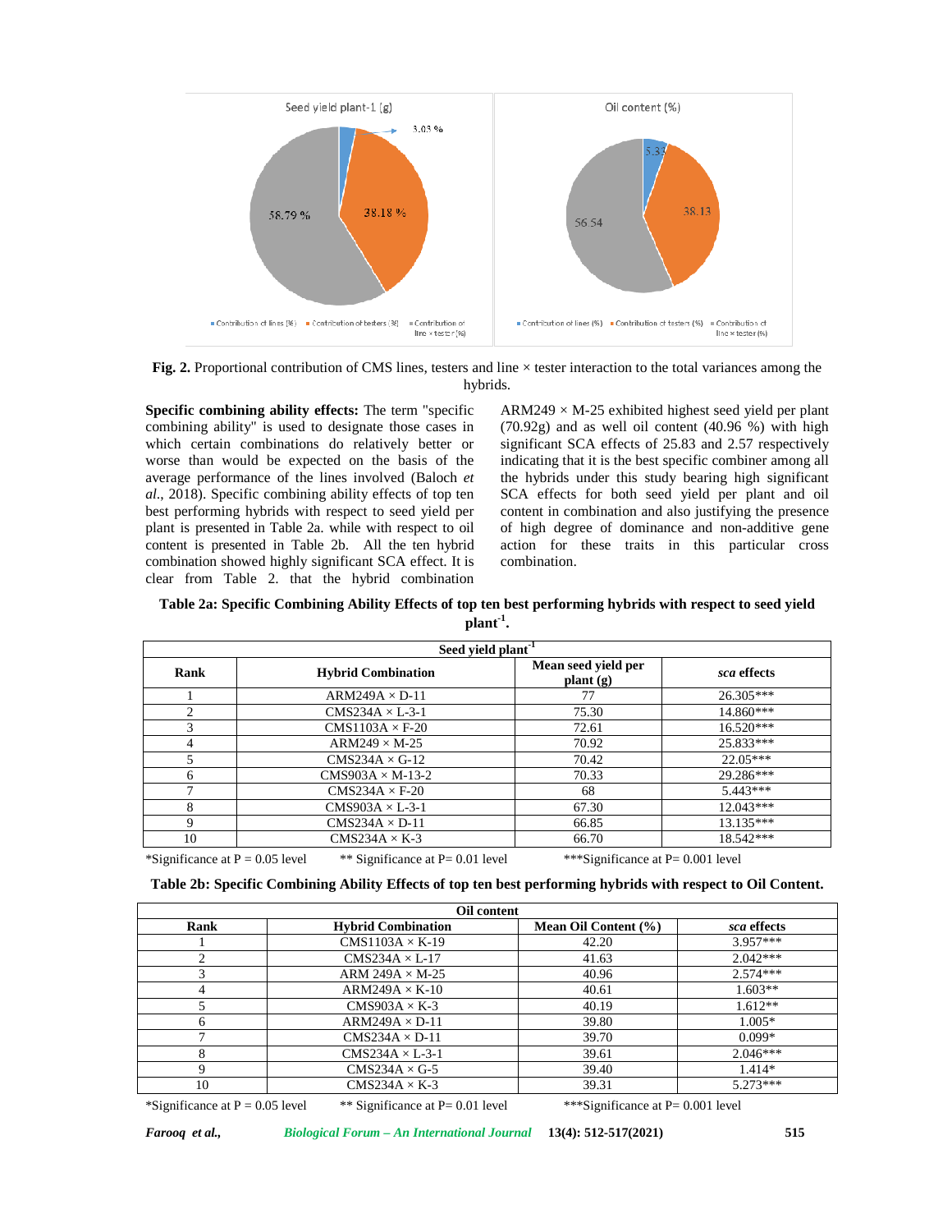**Fig. 2.** Proportional contribution of CMS lines, testers and line × tester interaction to the total variances among the hybrids.

**Specific combining ability effects:** The term "specific combining ability" is used to designate those cases in which certain combinations do relatively better or worse than would be expected on the basis of the average performance of the lines involved (Baloch *et al*., 2018). Specific combining ability effects of top ten best performing hybrids with respect to seed yield per plant is presented in Table 2a. while with respect to oil content is presented in Table 2b. All the ten hybrid combination showed highly significant SCA effect. It is clear from Table 2. that the hybrid combination ARM249 × M-25 exhibited highest seed yield per plant (70.92g) and as well oil content (40.96 %) with high significant SCA effects of 25.83 and 2.57 respectively indicating that it is the best specific combiner among all the hybrids under this study bearing high significant SCA effects for both seed yield per plant and oil content in combination and also justifying the presence of high degree of dominance and non-additive gene action for these traits in this particular cross combination.

**Table 2a: Specific Combining Ability Effects of top ten best performing hybrids with respect to seed yield plant$^{-1}$.**

| Seed yield plant$^{-1}$ | | | |
|---|---|---|---|
| **Rank** | **Hybrid Combination** | **Mean seed yield per plant (g)** | ***sca* effects** |
| 1 | ARM249A × D-11 | 77 | 26.305*** |
| 2 | CMS234A × L-3-1 | 75.30 | 14.860*** |
| 3 | CMS1103A × F-20 | 72.61 | 16.520*** |
| 4 | ARM249 × M-25 | 70.92 | 25.833*** |
| 5 | CMS234A × G-12 | 70.42 | 22.05*** |
| 6 | CMS903A × M-13-2 | 70.33 | 29.286*** |
| 7 | CMS234A × F-20 | 68 | 5.443*** |
| 8 | CMS903A × L-3-1 | 67.30 | 12.043*** |
| 9 | CMS234A × D-11 | 66.85 | 13.135*** |
| 10 | CMS234A × K-3 | 66.70 | 18.542*** |

*Significance at P = 0.05 level  ** Significance at P= 0.01 level  ***Significance at P= 0.001 level

**Table 2b: Specific Combining Ability Effects of top ten best performing hybrids with respect to Oil Content.**

| Oil content | | | |
|---|---|---|---|
| **Rank** | **Hybrid Combination** | **Mean Oil Content (%)** | ***sca* effects** |
| 1 | CMS1103A × K-19 | 42.20 | 3.957*** |
| 2 | CMS234A × L-17 | 41.63 | 2.042*** |
| 3 | ARM 249A × M-25 | 40.96 | 2.574*** |
| 4 | ARM249A × K-10 | 40.61 | 1.603** |
| 5 | CMS903A × K-3 | 40.19 | 1.612** |
| 6 | ARM249A × D-11 | 39.80 | 1.005* |
| 7 | CMS234A × D-11 | 39.70 | 0.099* |
| 8 | CMS234A × L-3-1 | 39.61 | 2.046*** |
| 9 | CMS234A × G-5 | 39.40 | 1.414* |
| 10 | CMS234A × K-3 | 39.31 | 5.273*** |

*Significance at P = 0.05 level  ** Significance at P= 0.01 level  ***Significance at P= 0.001 level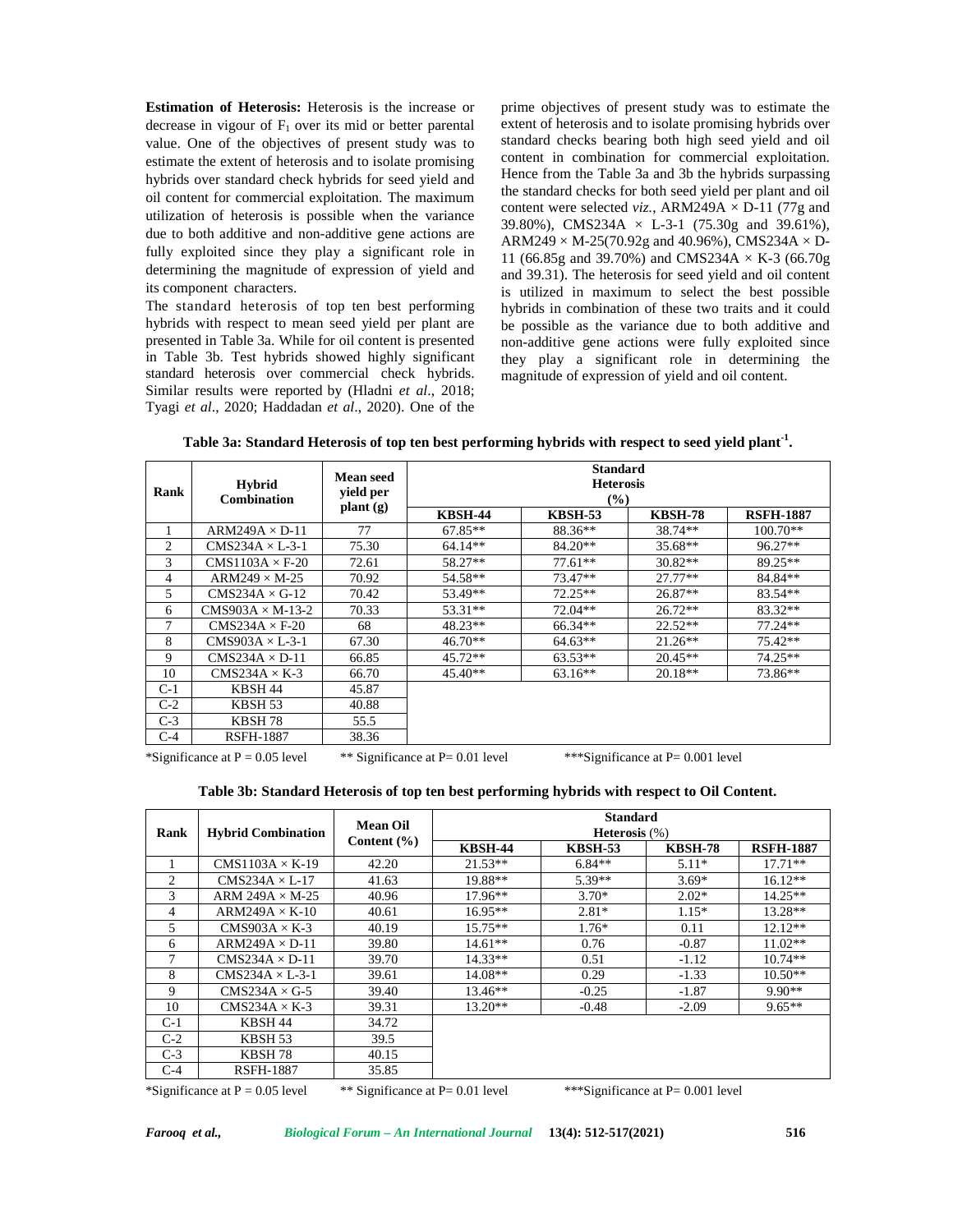**Estimation of Heterosis:** Heterosis is the increase or decrease in vigour of $F_1$ over its mid or better parental value. One of the objectives of present study was to estimate the extent of heterosis and to isolate promising hybrids over standard check hybrids for seed yield and oil content for commercial exploitation. The maximum utilization of heterosis is possible when the variance due to both additive and non-additive gene actions are fully exploited since they play a significant role in determining the magnitude of expression of yield and its component characters.

The standard heterosis of top ten best performing hybrids with respect to mean seed yield per plant are presented in Table 3a. While for oil content is presented in Table 3b. Test hybrids showed highly significant standard heterosis over commercial check hybrids. Similar results were reported by (Hladni *et al*., 2018; Tyagi *et al*., 2020; Haddadan *et al*., 2020). One of the prime objectives of present study was to estimate the extent of heterosis and to isolate promising hybrids over standard checks bearing both high seed yield and oil content in combination for commercial exploitation. Hence from the Table 3a and 3b the hybrids surpassing the standard checks for both seed yield per plant and oil content were selected *viz.*, ARM249A × D-11 (77g and 39.80%), CMS234A × L-3-1 (75.30g and 39.61%), ARM249 × M-25(70.92g and 40.96%), CMS234A × D-11 (66.85g and 39.70%) and CMS234A × K-3 (66.70g and 39.31). The heterosis for seed yield and oil content is utilized in maximum to select the best possible hybrids in combination of these two traits and it could be possible as the variance due to both additive and non-additive gene actions were fully exploited since they play a significant role in determining the magnitude of expression of yield and oil content.

**Table 3a: Standard Heterosis of top ten best performing hybrids with respect to seed yield plant$^{-1}$.**

| Rank | Hybrid Combination | Mean seed yield per plant (g) | Standard Heterosis (%) | | | |
|---|---|---|---|---|---|---|
| | | | KBSH-44 | KBSH-53 | KBSH-78 | RSFH-1887 |
| 1 | ARM249A × D-11 | 77 | 67.85** | 88.36** | 38.74** | 100.70** |
| 2 | CMS234A × L-3-1 | 75.30 | 64.14** | 84.20** | 35.68** | 96.27** |
| 3 | CMS1103A × F-20 | 72.61 | 58.27** | 77.61** | 30.82** | 89.25** |
| 4 | ARM249 × M-25 | 70.92 | 54.58** | 73.47** | 27.77** | 84.84** |
| 5 | CMS234A × G-12 | 70.42 | 53.49** | 72.25** | 26.87** | 83.54** |
| 6 | CMS903A × M-13-2 | 70.33 | 53.31** | 72.04** | 26.72** | 83.32** |
| 7 | CMS234A × F-20 | 68 | 48.23** | 66.34** | 22.52** | 77.24** |
| 8 | CMS903A × L-3-1 | 67.30 | 46.70** | 64.63** | 21.26** | 75.42** |
| 9 | CMS234A × D-11 | 66.85 | 45.72** | 63.53** | 20.45** | 74.25** |
| 10 | CMS234A × K-3 | 66.70 | 45.40** | 63.16** | 20.18** | 73.86** |
| C-1 | KBSH 44 | 45.87 | | | | |
| C-2 | KBSH 53 | 40.88 | | | | |
| C-3 | KBSH 78 | 55.5 | | | | |
| C-4 | RSFH-1887 | 38.36 | | | | |

*Significance at P = 0.05 level ** Significance at P= 0.01 level ***Significance at P= 0.001 level

**Table 3b: Standard Heterosis of top ten best performing hybrids with respect to Oil Content.**

| Rank | Hybrid Combination | Mean Oil Content (%) | Standard Heterosis (%) | | | |
|---|---|---|---|---|---|---|
| | | | KBSH-44 | KBSH-53 | KBSH-78 | RSFH-1887 |
| 1 | CMS1103A × K-19 | 42.20 | 21.53** | 6.84** | 5.11* | 17.71** |
| 2 | CMS234A × L-17 | 41.63 | 19.88** | 5.39** | 3.69* | 16.12** |
| 3 | ARM 249A × M-25 | 40.96 | 17.96** | 3.70* | 2.02* | 14.25** |
| 4 | ARM249A × K-10 | 40.61 | 16.95** | 2.81* | 1.15* | 13.28** |
| 5 | CMS903A × K-3 | 40.19 | 15.75** | 1.76* | 0.11 | 12.12** |
| 6 | ARM249A × D-11 | 39.80 | 14.61** | 0.76 | -0.87 | 11.02** |
| 7 | CMS234A × D-11 | 39.70 | 14.33** | 0.51 | -1.12 | 10.74** |
| 8 | CMS234A × L-3-1 | 39.61 | 14.08** | 0.29 | -1.33 | 10.50** |
| 9 | CMS234A × G-5 | 39.40 | 13.46** | -0.25 | -1.87 | 9.90** |
| 10 | CMS234A × K-3 | 39.31 | 13.20** | -0.48 | -2.09 | 9.65** |
| C-1 | KBSH 44 | 34.72 | | | | |
| C-2 | KBSH 53 | 39.5 | | | | |
| C-3 | KBSH 78 | 40.15 | | | | |
| C-4 | RSFH-1887 | 35.85 | | | | |

*Significance at P = 0.05 level ** Significance at P= 0.01 level ***Significance at P= 0.001 level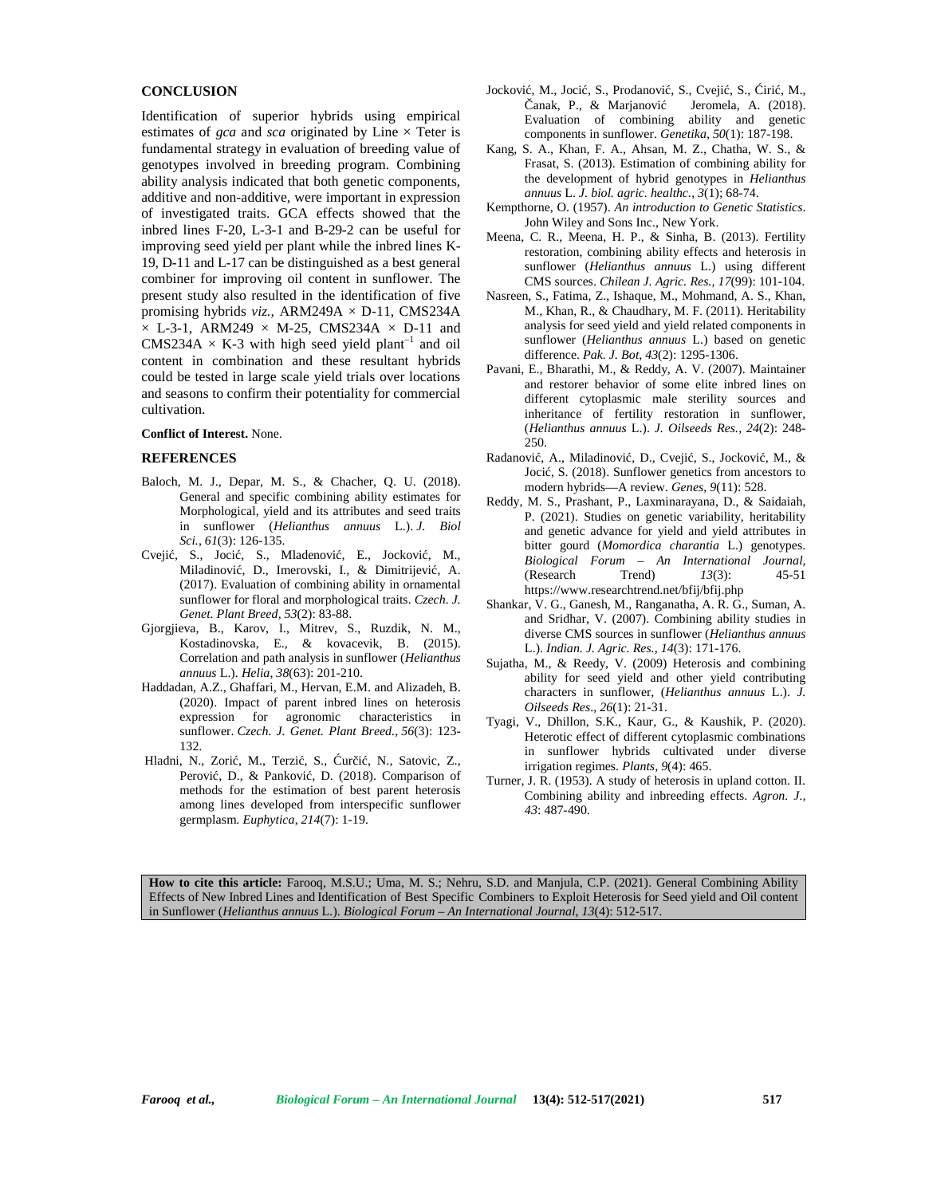## CONCLUSION

Identification of superior hybrids using empirical estimates of *gca* and *sca* originated by Line × Teter is fundamental strategy in evaluation of breeding value of genotypes involved in breeding program. Combining ability analysis indicated that both genetic components, additive and non-additive, were important in expression of investigated traits. GCA effects showed that the inbred lines F-20, L-3-1 and B-29-2 can be useful for improving seed yield per plant while the inbred lines K-19, D-11 and L-17 can be distinguished as a best general combiner for improving oil content in sunflower. The present study also resulted in the identification of five promising hybrids *viz.,* ARM249A × D-11, CMS234A × L-3-1, ARM249 × M-25, CMS234A × D-11 and CMS234A × K-3 with high seed yield plant$^{-1}$ and oil content in combination and these resultant hybrids could be tested in large scale yield trials over locations and seasons to confirm their potentiality for commercial cultivation.

**Conflict of Interest.** None.

## REFERENCES

Baloch, M. J., Depar, M. S., & Chacher, Q. U. (2018). General and specific combining ability estimates for Morphological, yield and its attributes and seed traits in sunflower (*Helianthus annuus* L.). *J. Biol Sci.*, *61*(3): 126-135.

Cvejić, S., Jocić, S., Mladenović, E., Jocković, M., Miladinović, D., Imerovski, I., & Dimitrijević, A. (2017). Evaluation of combining ability in ornamental sunflower for floral and morphological traits. *Czech. J. Genet. Plant Breed*, *53*(2): 83-88.

Gjorgjieva, B., Karov, I., Mitrev, S., Ruzdik, N. M., Kostadinovska, E., & kovacevik, B. (2015). Correlation and path analysis in sunflower (*Helianthus annuus* L.). *Helia*, *38*(63): 201-210.

Haddadan, A.Z., Ghaffari, M., Hervan, E.M. and Alizadeh, B. (2020). Impact of parent inbred lines on heterosis expression for agronomic characteristics in sunflower. *Czech. J. Genet. Plant Breed.*, *56*(3): 123-132.

Hladni, N., Zorić, M., Terzić, S., Ćurčić, N., Satovic, Z., Perović, D., & Panković, D. (2018). Comparison of methods for the estimation of best parent heterosis among lines developed from interspecific sunflower germplasm. *Euphytica*, *214*(7): 1-19.

Jocković, M., Jocić, S., Prodanović, S., Cvejić, S., Ćirić, M., Čanak, P., & Marjanović Jeromela, A. (2018). Evaluation of combining ability and genetic components in sunflower. *Genetika*, *50*(1): 187-198.

Kang, S. A., Khan, F. A., Ahsan, M. Z., Chatha, W. S., & Frasat, S. (2013). Estimation of combining ability for the development of hybrid genotypes in *Helianthus annuus* L. *J. biol. agric. healthc.*, *3*(1); 68-74.

Kempthorne, O. (1957). *An introduction to Genetic Statistics*. John Wiley and Sons Inc., New York.

Meena, C. R., Meena, H. P., & Sinha, B. (2013). Fertility restoration, combining ability effects and heterosis in sunflower (*Helianthus annuus* L.) using different CMS sources. *Chilean J. Agric. Res.*, *17*(99): 101-104.

Nasreen, S., Fatima, Z., Ishaque, M., Mohmand, A. S., Khan, M., Khan, R., & Chaudhary, M. F. (2011). Heritability analysis for seed yield and yield related components in sunflower (*Helianthus annuus* L.) based on genetic difference. *Pak. J. Bot*, *43*(2): 1295-1306.

Pavani, E., Bharathi, M., & Reddy, A. V. (2007). Maintainer and restorer behavior of some elite inbred lines on different cytoplasmic male sterility sources and inheritance of fertility restoration in sunflower, (*Helianthus annuus* L.). *J. Oilseeds Res.*, *24*(2): 248-250.

Radanović, A., Miladinović, D., Cvejić, S., Jocković, M., & Jocić, S. (2018). Sunflower genetics from ancestors to modern hybrids—A review. *Genes*, *9*(11): 528.

Reddy, M. S., Prashant, P., Laxminarayana, D., & Saidaiah, P. (2021). Studies on genetic variability, heritability and genetic advance for yield and yield attributes in bitter gourd (*Momordica charantia* L.) genotypes. *Biological Forum – An International Journal,* (Research Trend) *13*(3): 45-51 https://www.researchtrend.net/bfij/bfij.php

Shankar, V. G., Ganesh, M., Ranganatha, A. R. G., Suman, A. and Sridhar, V. (2007). Combining ability studies in diverse CMS sources in sunflower (*Helianthus annuus* L.). *Indian. J. Agric. Res.*, *14*(3): 171-176.

Sujatha, M., & Reedy, V. (2009) Heterosis and combining ability for seed yield and other yield contributing characters in sunflower, (*Helianthus annuus* L.). *J. Oilseeds Res*., *26*(1): 21-31.

Tyagi, V., Dhillon, S.K., Kaur, G., & Kaushik, P. (2020). Heterotic effect of different cytoplasmic combinations in sunflower hybrids cultivated under diverse irrigation regimes. *Plants*, *9*(4): 465.

Turner, J. R. (1953). A study of heterosis in upland cotton. II. Combining ability and inbreeding effects. *Agron. J.*, *43*: 487-490.

**How to cite this article:** Farooq, M.S.U.; Uma, M. S.; Nehru, S.D. and Manjula, C.P. (2021). General Combining Ability Effects of New Inbred Lines and Identification of Best Specific Combiners to Exploit Heterosis for Seed yield and Oil content in Sunflower (*Helianthus annuus* L.). *Biological Forum – An International Journal*, *13*(4): 512-517.